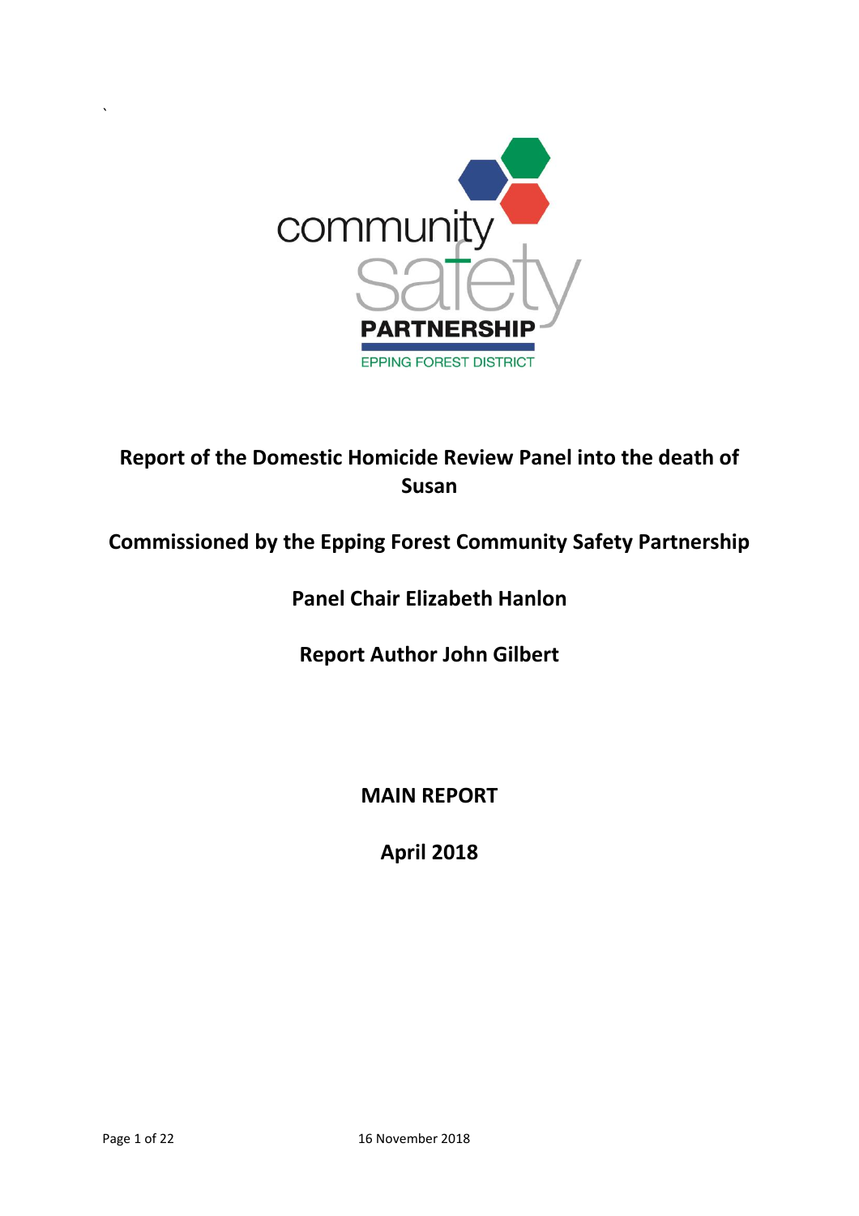# Report of the Domestic Homicide Review Panel into the death of Susan

**Commissioned by the Epping Forest Community Safety Partnership**

**Panel Chair Elizabeth Hanlon**

**Report Author John Gilbert**

**MAIN REPORT**

**April 2018**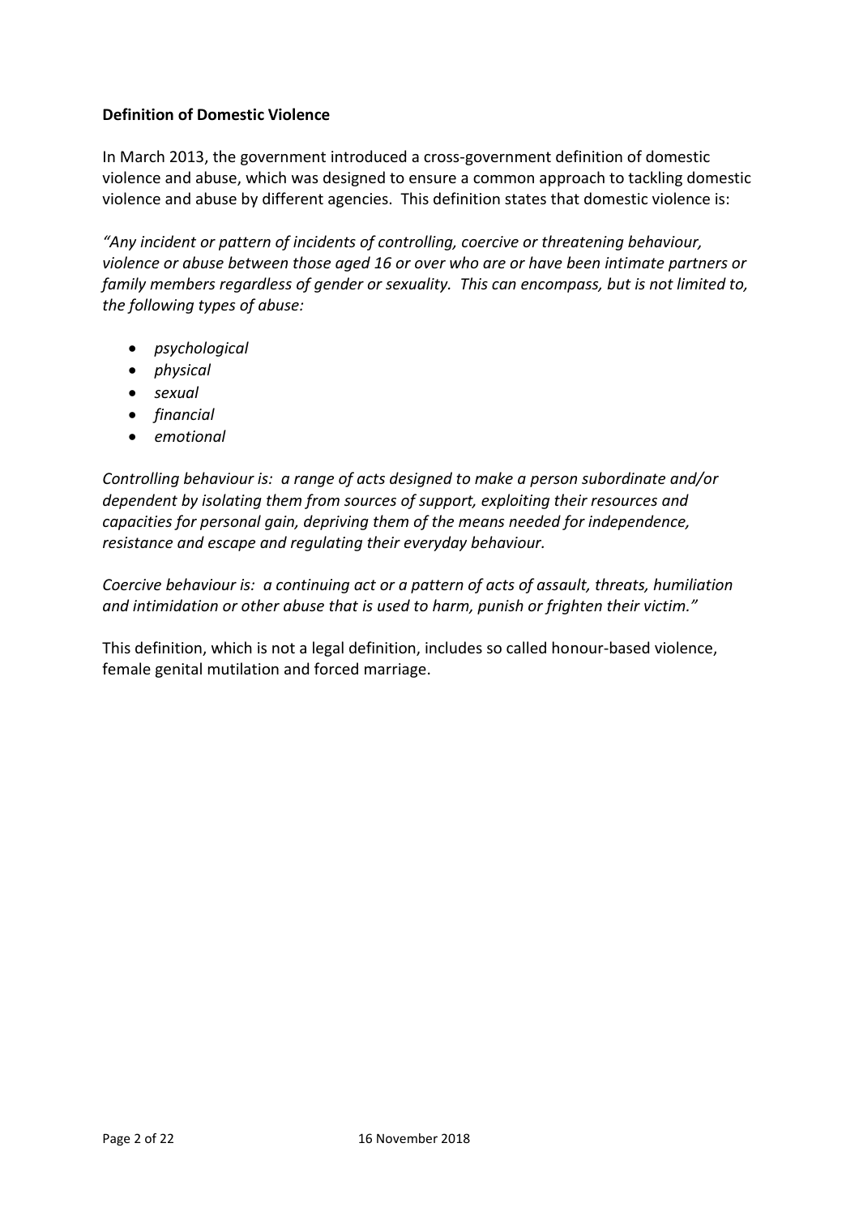**Definition of Domestic Violence**

In March 2013, the government introduced a cross-government definition of domestic violence and abuse, which was designed to ensure a common approach to tackling domestic violence and abuse by different agencies. This definition states that domestic violence is:

*"Any incident or pattern of incidents of controlling, coercive or threatening behaviour, violence or abuse between those aged 16 or over who are or have been intimate partners or family members regardless of gender or sexuality. This can encompass, but is not limited to, the following types of abuse:*

- *psychological*
- *physical*
- *sexual*
- *financial*
- *emotional*

*Controlling behaviour is: a range of acts designed to make a person subordinate and/or dependent by isolating them from sources of support, exploiting their resources and capacities for personal gain, depriving them of the means needed for independence, resistance and escape and regulating their everyday behaviour.*

*Coercive behaviour is: a continuing act or a pattern of acts of assault, threats, humiliation and intimidation or other abuse that is used to harm, punish or frighten their victim."*

This definition, which is not a legal definition, includes so called honour-based violence, female genital mutilation and forced marriage.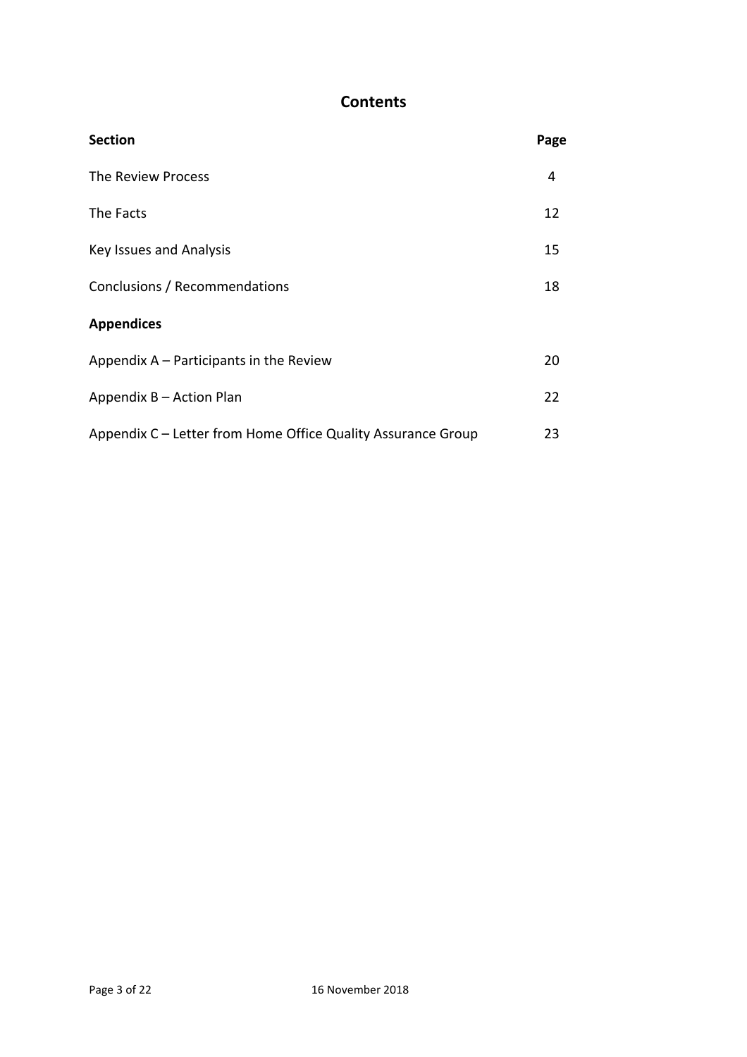# Contents

| Section | Page |
| --- | --- |
| The Review Process | 4 |
| The Facts | 12 |
| Key Issues and Analysis | 15 |
| Conclusions / Recommendations | 18 |
| **Appendices** | |
| Appendix A – Participants in the Review | 20 |
| Appendix B – Action Plan | 22 |
| Appendix C – Letter from Home Office Quality Assurance Group | 23 |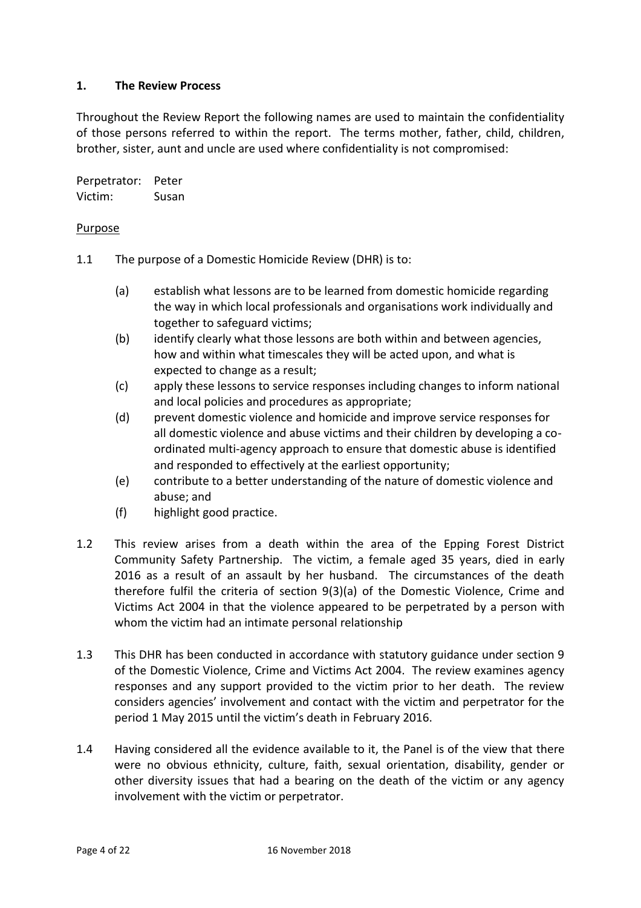## 1. The Review Process

Throughout the Review Report the following names are used to maintain the confidentiality of those persons referred to within the report. The terms mother, father, child, children, brother, sister, aunt and uncle are used where confidentiality is not compromised:

Perpetrator: Peter
Victim: Susan

<u>Purpose</u>

1.1 The purpose of a Domestic Homicide Review (DHR) is to:

   (a) establish what lessons are to be learned from domestic homicide regarding the way in which local professionals and organisations work individually and together to safeguard victims;
   (b) identify clearly what those lessons are both within and between agencies, how and within what timescales they will be acted upon, and what is expected to change as a result;
   (c) apply these lessons to service responses including changes to inform national and local policies and procedures as appropriate;
   (d) prevent domestic violence and homicide and improve service responses for all domestic violence and abuse victims and their children by developing a co-ordinated multi-agency approach to ensure that domestic abuse is identified and responded to effectively at the earliest opportunity;
   (e) contribute to a better understanding of the nature of domestic violence and abuse; and
   (f) highlight good practice.

1.2 This review arises from a death within the area of the Epping Forest District Community Safety Partnership. The victim, a female aged 35 years, died in early 2016 as a result of an assault by her husband. The circumstances of the death therefore fulfil the criteria of section 9(3)(a) of the Domestic Violence, Crime and Victims Act 2004 in that the violence appeared to be perpetrated by a person with whom the victim had an intimate personal relationship

1.3 This DHR has been conducted in accordance with statutory guidance under section 9 of the Domestic Violence, Crime and Victims Act 2004. The review examines agency responses and any support provided to the victim prior to her death. The review considers agencies' involvement and contact with the victim and perpetrator for the period 1 May 2015 until the victim's death in February 2016.

1.4 Having considered all the evidence available to it, the Panel is of the view that there were no obvious ethnicity, culture, faith, sexual orientation, disability, gender or other diversity issues that had a bearing on the death of the victim or any agency involvement with the victim or perpetrator.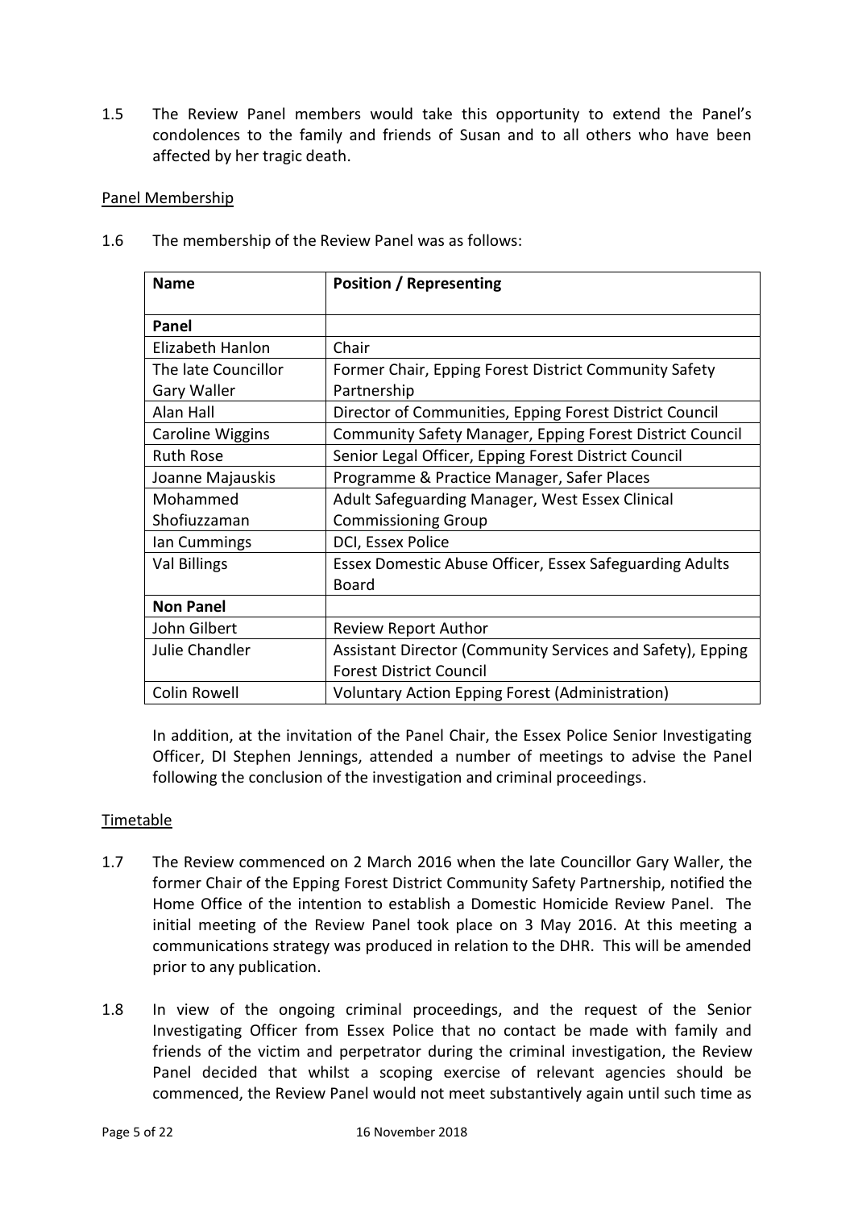1.5 The Review Panel members would take this opportunity to extend the Panel's condolences to the family and friends of Susan and to all others who have been affected by her tragic death.

Panel Membership

1.6 The membership of the Review Panel was as follows:

| Name | Position / Representing |
|---|---|
| **Panel** | |
| Elizabeth Hanlon | Chair |
| The late Councillor Gary Waller | Former Chair, Epping Forest District Community Safety Partnership |
| Alan Hall | Director of Communities, Epping Forest District Council |
| Caroline Wiggins | Community Safety Manager, Epping Forest District Council |
| Ruth Rose | Senior Legal Officer, Epping Forest District Council |
| Joanne Majauskis | Programme & Practice Manager, Safer Places |
| Mohammed Shofiuzzaman | Adult Safeguarding Manager, West Essex Clinical Commissioning Group |
| Ian Cummings | DCI, Essex Police |
| Val Billings | Essex Domestic Abuse Officer, Essex Safeguarding Adults Board |
| **Non Panel** | |
| John Gilbert | Review Report Author |
| Julie Chandler | Assistant Director (Community Services and Safety), Epping Forest District Council |
| Colin Rowell | Voluntary Action Epping Forest (Administration) |

In addition, at the invitation of the Panel Chair, the Essex Police Senior Investigating Officer, DI Stephen Jennings, attended a number of meetings to advise the Panel following the conclusion of the investigation and criminal proceedings.

Timetable

1.7 The Review commenced on 2 March 2016 when the late Councillor Gary Waller, the former Chair of the Epping Forest District Community Safety Partnership, notified the Home Office of the intention to establish a Domestic Homicide Review Panel. The initial meeting of the Review Panel took place on 3 May 2016. At this meeting a communications strategy was produced in relation to the DHR. This will be amended prior to any publication.

1.8 In view of the ongoing criminal proceedings, and the request of the Senior Investigating Officer from Essex Police that no contact be made with family and friends of the victim and perpetrator during the criminal investigation, the Review Panel decided that whilst a scoping exercise of relevant agencies should be commenced, the Review Panel would not meet substantively again until such time as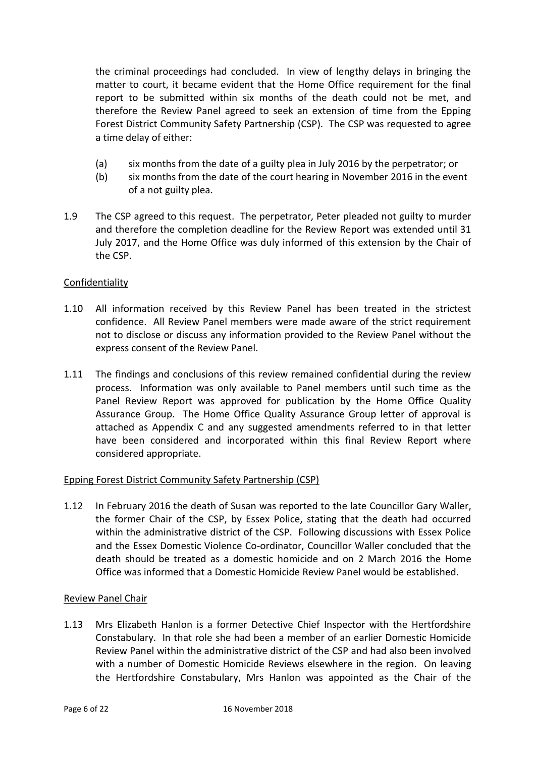the criminal proceedings had concluded. In view of lengthy delays in bringing the matter to court, it became evident that the Home Office requirement for the final report to be submitted within six months of the death could not be met, and therefore the Review Panel agreed to seek an extension of time from the Epping Forest District Community Safety Partnership (CSP). The CSP was requested to agree a time delay of either:

(a) six months from the date of a guilty plea in July 2016 by the perpetrator; or
(b) six months from the date of the court hearing in November 2016 in the event of a not guilty plea.

1.9 The CSP agreed to this request. The perpetrator, Peter pleaded not guilty to murder and therefore the completion deadline for the Review Report was extended until 31 July 2017, and the Home Office was duly informed of this extension by the Chair of the CSP.

Confidentiality

1.10 All information received by this Review Panel has been treated in the strictest confidence. All Review Panel members were made aware of the strict requirement not to disclose or discuss any information provided to the Review Panel without the express consent of the Review Panel.

1.11 The findings and conclusions of this review remained confidential during the review process. Information was only available to Panel members until such time as the Panel Review Report was approved for publication by the Home Office Quality Assurance Group. The Home Office Quality Assurance Group letter of approval is attached as Appendix C and any suggested amendments referred to in that letter have been considered and incorporated within this final Review Report where considered appropriate.

Epping Forest District Community Safety Partnership (CSP)

1.12 In February 2016 the death of Susan was reported to the late Councillor Gary Waller, the former Chair of the CSP, by Essex Police, stating that the death had occurred within the administrative district of the CSP. Following discussions with Essex Police and the Essex Domestic Violence Co-ordinator, Councillor Waller concluded that the death should be treated as a domestic homicide and on 2 March 2016 the Home Office was informed that a Domestic Homicide Review Panel would be established.

Review Panel Chair

1.13 Mrs Elizabeth Hanlon is a former Detective Chief Inspector with the Hertfordshire Constabulary. In that role she had been a member of an earlier Domestic Homicide Review Panel within the administrative district of the CSP and had also been involved with a number of Domestic Homicide Reviews elsewhere in the region. On leaving the Hertfordshire Constabulary, Mrs Hanlon was appointed as the Chair of the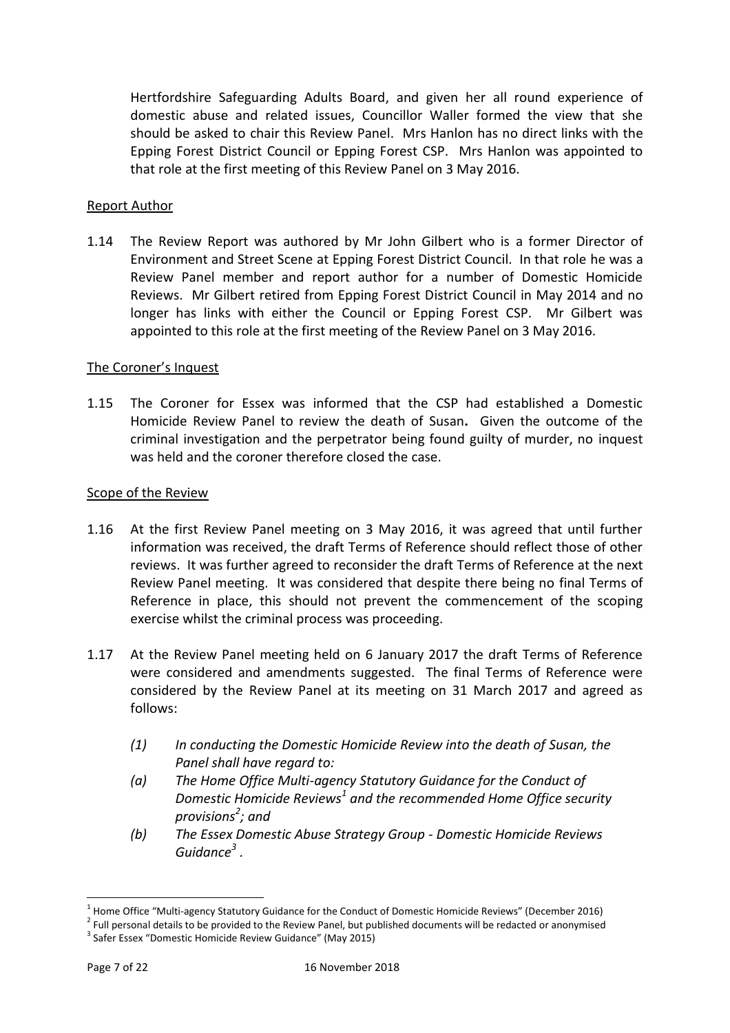Hertfordshire Safeguarding Adults Board, and given her all round experience of domestic abuse and related issues, Councillor Waller formed the view that she should be asked to chair this Review Panel. Mrs Hanlon has no direct links with the Epping Forest District Council or Epping Forest CSP. Mrs Hanlon was appointed to that role at the first meeting of this Review Panel on 3 May 2016.

Report Author

1.14 The Review Report was authored by Mr John Gilbert who is a former Director of Environment and Street Scene at Epping Forest District Council. In that role he was a Review Panel member and report author for a number of Domestic Homicide Reviews. Mr Gilbert retired from Epping Forest District Council in May 2014 and no longer has links with either the Council or Epping Forest CSP. Mr Gilbert was appointed to this role at the first meeting of the Review Panel on 3 May 2016.

The Coroner's Inquest

1.15 The Coroner for Essex was informed that the CSP had established a Domestic Homicide Review Panel to review the death of Susan**.** Given the outcome of the criminal investigation and the perpetrator being found guilty of murder, no inquest was held and the coroner therefore closed the case.

Scope of the Review

1.16 At the first Review Panel meeting on 3 May 2016, it was agreed that until further information was received, the draft Terms of Reference should reflect those of other reviews. It was further agreed to reconsider the draft Terms of Reference at the next Review Panel meeting. It was considered that despite there being no final Terms of Reference in place, this should not prevent the commencement of the scoping exercise whilst the criminal process was proceeding.

1.17 At the Review Panel meeting held on 6 January 2017 the draft Terms of Reference were considered and amendments suggested. The final Terms of Reference were considered by the Review Panel at its meeting on 31 March 2017 and agreed as follows:

*(1) In conducting the Domestic Homicide Review into the death of Susan, the Panel shall have regard to:*

*(a) The Home Office Multi-agency Statutory Guidance for the Conduct of Domestic Homicide Reviews[1] and the recommended Home Office security provisions[2]; and*

*(b) The Essex Domestic Abuse Strategy Group - Domestic Homicide Reviews Guidance[3] .*

---

[1] Home Office "Multi-agency Statutory Guidance for the Conduct of Domestic Homicide Reviews" (December 2016)

[2] Full personal details to be provided to the Review Panel, but published documents will be redacted or anonymised

[3] Safer Essex "Domestic Homicide Review Guidance" (May 2015)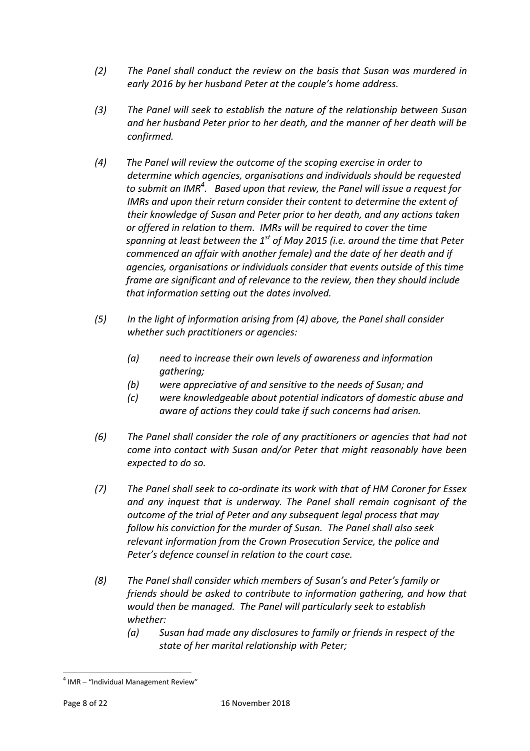*(2) The Panel shall conduct the review on the basis that Susan was murdered in early 2016 by her husband Peter at the couple's home address.*

*(3) The Panel will seek to establish the nature of the relationship between Susan and her husband Peter prior to her death, and the manner of her death will be confirmed.*

*(4) The Panel will review the outcome of the scoping exercise in order to determine which agencies, organisations and individuals should be requested to submit an IMR[4]. Based upon that review, the Panel will issue a request for IMRs and upon their return consider their content to determine the extent of their knowledge of Susan and Peter prior to her death, and any actions taken or offered in relation to them. IMRs will be required to cover the time spanning at least between the 1st of May 2015 (i.e. around the time that Peter commenced an affair with another female) and the date of her death and if agencies, organisations or individuals consider that events outside of this time frame are significant and of relevance to the review, then they should include that information setting out the dates involved.*

*(5) In the light of information arising from (4) above, the Panel shall consider whether such practitioners or agencies:*

- *(a) need to increase their own levels of awareness and information gathering;*
- *(b) were appreciative of and sensitive to the needs of Susan; and*
- *(c) were knowledgeable about potential indicators of domestic abuse and aware of actions they could take if such concerns had arisen.*

*(6) The Panel shall consider the role of any practitioners or agencies that had not come into contact with Susan and/or Peter that might reasonably have been expected to do so.*

*(7) The Panel shall seek to co-ordinate its work with that of HM Coroner for Essex and any inquest that is underway. The Panel shall remain cognisant of the outcome of the trial of Peter and any subsequent legal process that may follow his conviction for the murder of Susan. The Panel shall also seek relevant information from the Crown Prosecution Service, the police and Peter's defence counsel in relation to the court case.*

*(8) The Panel shall consider which members of Susan's and Peter's family or friends should be asked to contribute to information gathering, and how that would then be managed. The Panel will particularly seek to establish whether:*

- *(a) Susan had made any disclosures to family or friends in respect of the state of her marital relationship with Peter;*

---

[4] IMR – "Individual Management Review"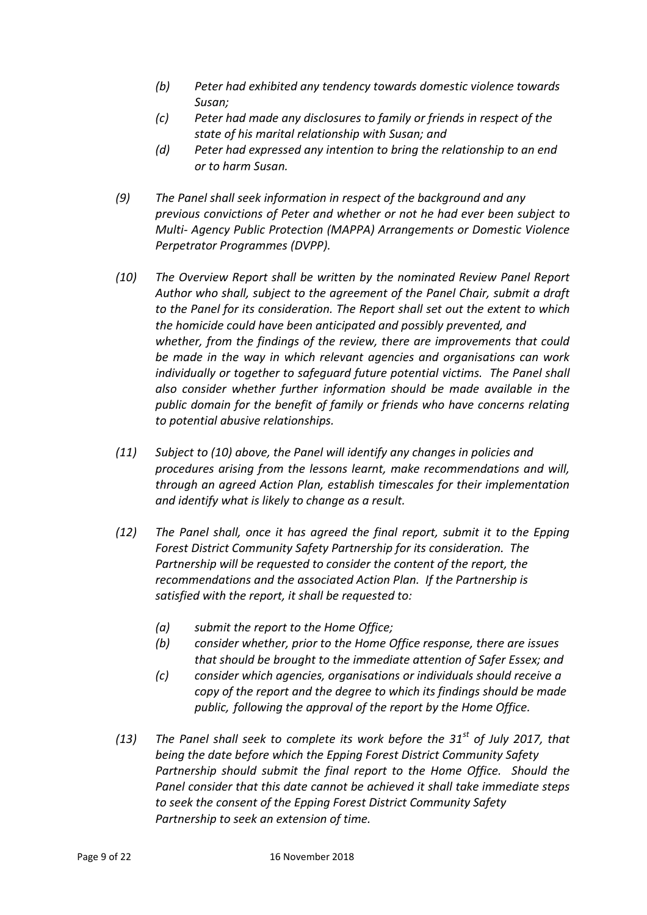- *(b) Peter had exhibited any tendency towards domestic violence towards Susan;*
- *(c) Peter had made any disclosures to family or friends in respect of the state of his marital relationship with Susan; and*
- *(d) Peter had expressed any intention to bring the relationship to an end or to harm Susan.*

*(9) The Panel shall seek information in respect of the background and any previous convictions of Peter and whether or not he had ever been subject to Multi- Agency Public Protection (MAPPA) Arrangements or Domestic Violence Perpetrator Programmes (DVPP).*

*(10) The Overview Report shall be written by the nominated Review Panel Report Author who shall, subject to the agreement of the Panel Chair, submit a draft to the Panel for its consideration. The Report shall set out the extent to which the homicide could have been anticipated and possibly prevented, and whether, from the findings of the review, there are improvements that could be made in the way in which relevant agencies and organisations can work individually or together to safeguard future potential victims. The Panel shall also consider whether further information should be made available in the public domain for the benefit of family or friends who have concerns relating to potential abusive relationships.*

*(11) Subject to (10) above, the Panel will identify any changes in policies and procedures arising from the lessons learnt, make recommendations and will, through an agreed Action Plan, establish timescales for their implementation and identify what is likely to change as a result.*

*(12) The Panel shall, once it has agreed the final report, submit it to the Epping Forest District Community Safety Partnership for its consideration. The Partnership will be requested to consider the content of the report, the recommendations and the associated Action Plan. If the Partnership is satisfied with the report, it shall be requested to:*

- *(a) submit the report to the Home Office;*
- *(b) consider whether, prior to the Home Office response, there are issues that should be brought to the immediate attention of Safer Essex; and*
- *(c) consider which agencies, organisations or individuals should receive a copy of the report and the degree to which its findings should be made public, following the approval of the report by the Home Office.*

*(13) The Panel shall seek to complete its work before the 31st of July 2017, that being the date before which the Epping Forest District Community Safety Partnership should submit the final report to the Home Office. Should the Panel consider that this date cannot be achieved it shall take immediate steps to seek the consent of the Epping Forest District Community Safety Partnership to seek an extension of time.*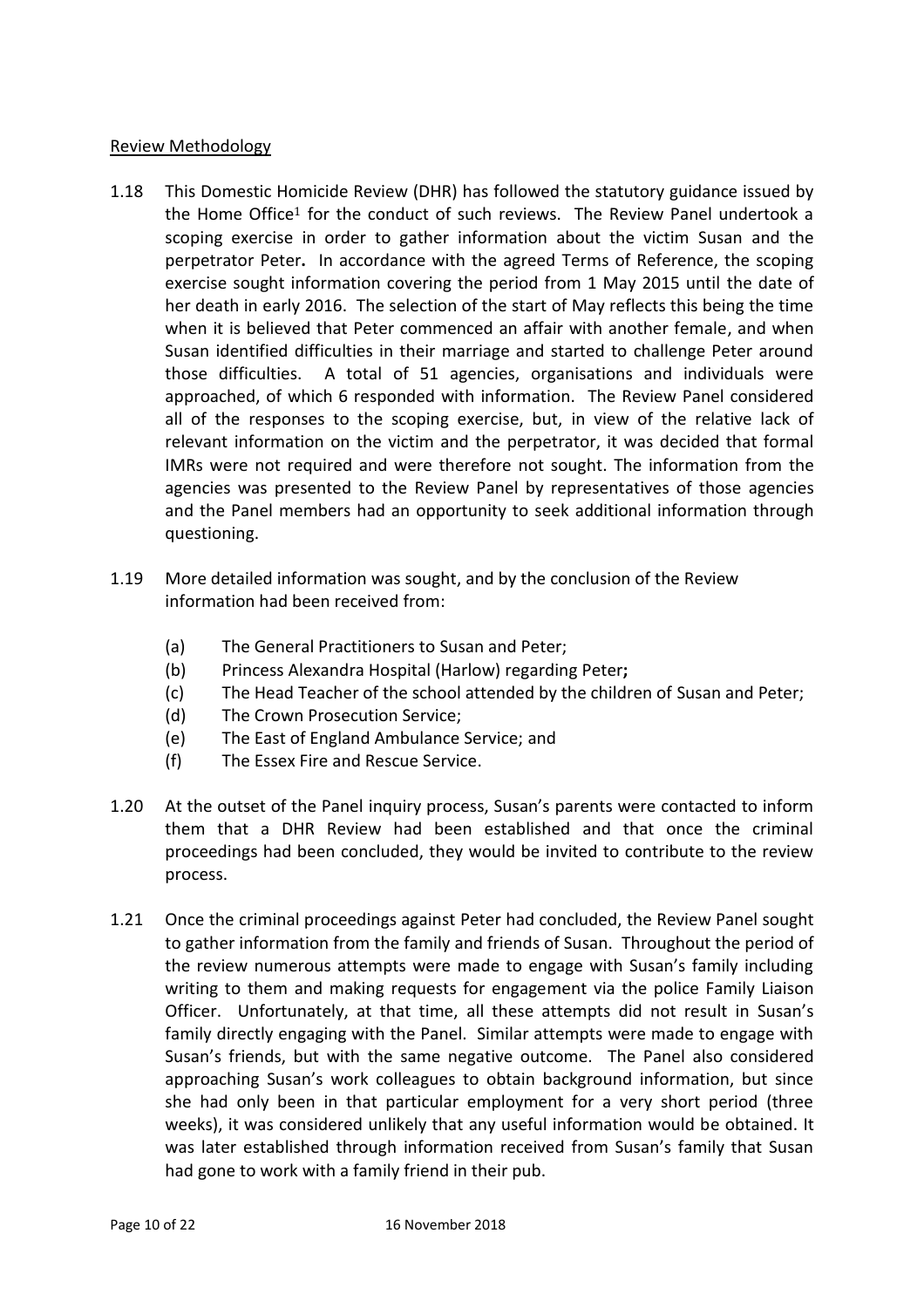Review Methodology

1.18 This Domestic Homicide Review (DHR) has followed the statutory guidance issued by the Home Office[1] for the conduct of such reviews. The Review Panel undertook a scoping exercise in order to gather information about the victim Susan and the perpetrator Peter**.** In accordance with the agreed Terms of Reference, the scoping exercise sought information covering the period from 1 May 2015 until the date of her death in early 2016. The selection of the start of May reflects this being the time when it is believed that Peter commenced an affair with another female, and when Susan identified difficulties in their marriage and started to challenge Peter around those difficulties. A total of 51 agencies, organisations and individuals were approached, of which 6 responded with information. The Review Panel considered all of the responses to the scoping exercise, but, in view of the relative lack of relevant information on the victim and the perpetrator, it was decided that formal IMRs were not required and were therefore not sought. The information from the agencies was presented to the Review Panel by representatives of those agencies and the Panel members had an opportunity to seek additional information through questioning.

1.19 More detailed information was sought, and by the conclusion of the Review information had been received from:

- (a) The General Practitioners to Susan and Peter;
- (b) Princess Alexandra Hospital (Harlow) regarding Peter**;**
- (c) The Head Teacher of the school attended by the children of Susan and Peter;
- (d) The Crown Prosecution Service;
- (e) The East of England Ambulance Service; and
- (f) The Essex Fire and Rescue Service.

1.20 At the outset of the Panel inquiry process, Susan's parents were contacted to inform them that a DHR Review had been established and that once the criminal proceedings had been concluded, they would be invited to contribute to the review process.

1.21 Once the criminal proceedings against Peter had concluded, the Review Panel sought to gather information from the family and friends of Susan. Throughout the period of the review numerous attempts were made to engage with Susan's family including writing to them and making requests for engagement via the police Family Liaison Officer. Unfortunately, at that time, all these attempts did not result in Susan's family directly engaging with the Panel. Similar attempts were made to engage with Susan's friends, but with the same negative outcome. The Panel also considered approaching Susan's work colleagues to obtain background information, but since she had only been in that particular employment for a very short period (three weeks), it was considered unlikely that any useful information would be obtained. It was later established through information received from Susan's family that Susan had gone to work with a family friend in their pub.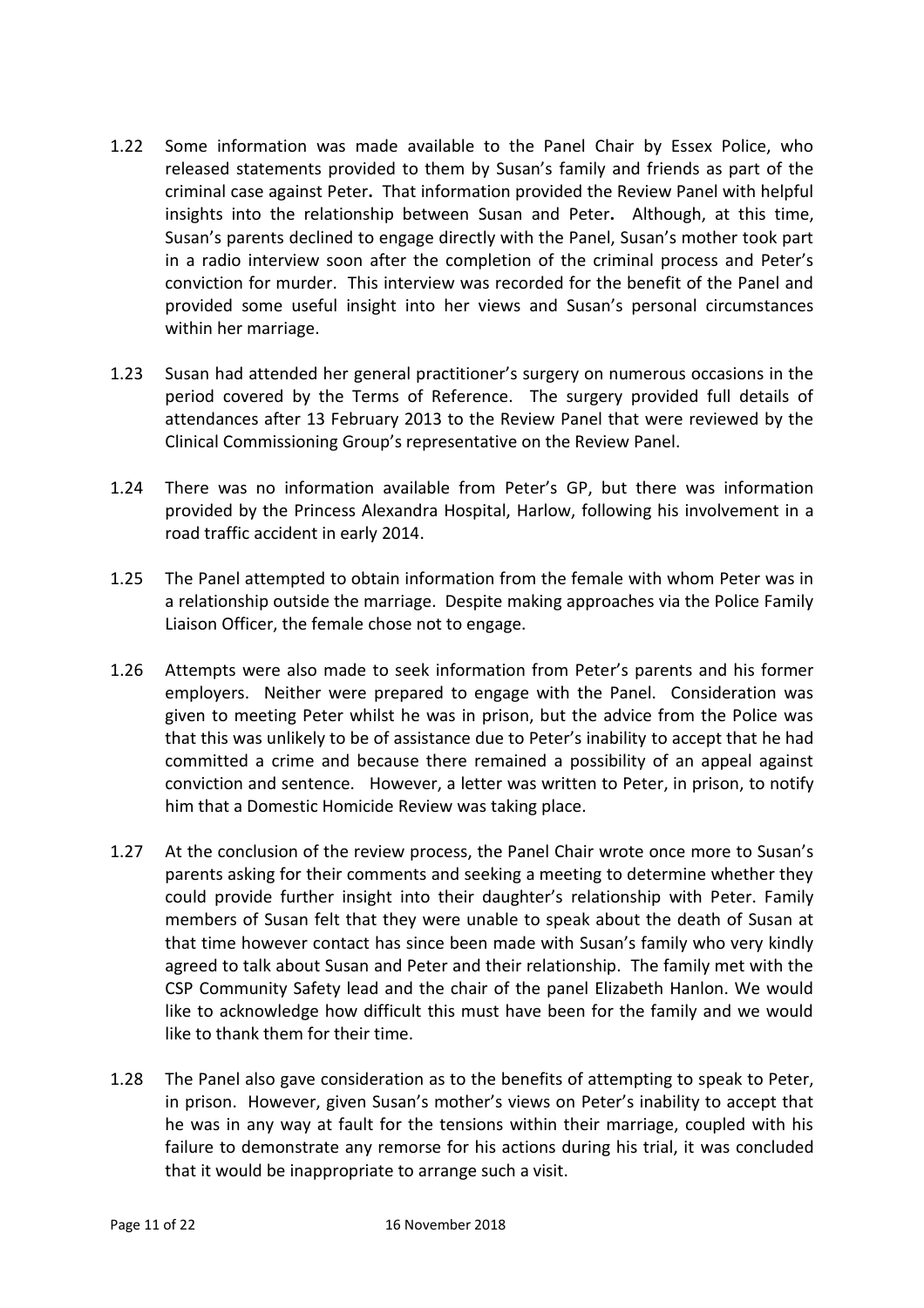1.22 Some information was made available to the Panel Chair by Essex Police, who released statements provided to them by Susan's family and friends as part of the criminal case against Peter**.** That information provided the Review Panel with helpful insights into the relationship between Susan and Peter**.** Although, at this time, Susan's parents declined to engage directly with the Panel, Susan's mother took part in a radio interview soon after the completion of the criminal process and Peter's conviction for murder. This interview was recorded for the benefit of the Panel and provided some useful insight into her views and Susan's personal circumstances within her marriage.

1.23 Susan had attended her general practitioner's surgery on numerous occasions in the period covered by the Terms of Reference. The surgery provided full details of attendances after 13 February 2013 to the Review Panel that were reviewed by the Clinical Commissioning Group's representative on the Review Panel.

1.24 There was no information available from Peter's GP, but there was information provided by the Princess Alexandra Hospital, Harlow, following his involvement in a road traffic accident in early 2014.

1.25 The Panel attempted to obtain information from the female with whom Peter was in a relationship outside the marriage. Despite making approaches via the Police Family Liaison Officer, the female chose not to engage.

1.26 Attempts were also made to seek information from Peter's parents and his former employers. Neither were prepared to engage with the Panel. Consideration was given to meeting Peter whilst he was in prison, but the advice from the Police was that this was unlikely to be of assistance due to Peter's inability to accept that he had committed a crime and because there remained a possibility of an appeal against conviction and sentence. However, a letter was written to Peter, in prison, to notify him that a Domestic Homicide Review was taking place.

1.27 At the conclusion of the review process, the Panel Chair wrote once more to Susan's parents asking for their comments and seeking a meeting to determine whether they could provide further insight into their daughter's relationship with Peter. Family members of Susan felt that they were unable to speak about the death of Susan at that time however contact has since been made with Susan's family who very kindly agreed to talk about Susan and Peter and their relationship. The family met with the CSP Community Safety lead and the chair of the panel Elizabeth Hanlon. We would like to acknowledge how difficult this must have been for the family and we would like to thank them for their time.

1.28 The Panel also gave consideration as to the benefits of attempting to speak to Peter, in prison. However, given Susan's mother's views on Peter's inability to accept that he was in any way at fault for the tensions within their marriage, coupled with his failure to demonstrate any remorse for his actions during his trial, it was concluded that it would be inappropriate to arrange such a visit.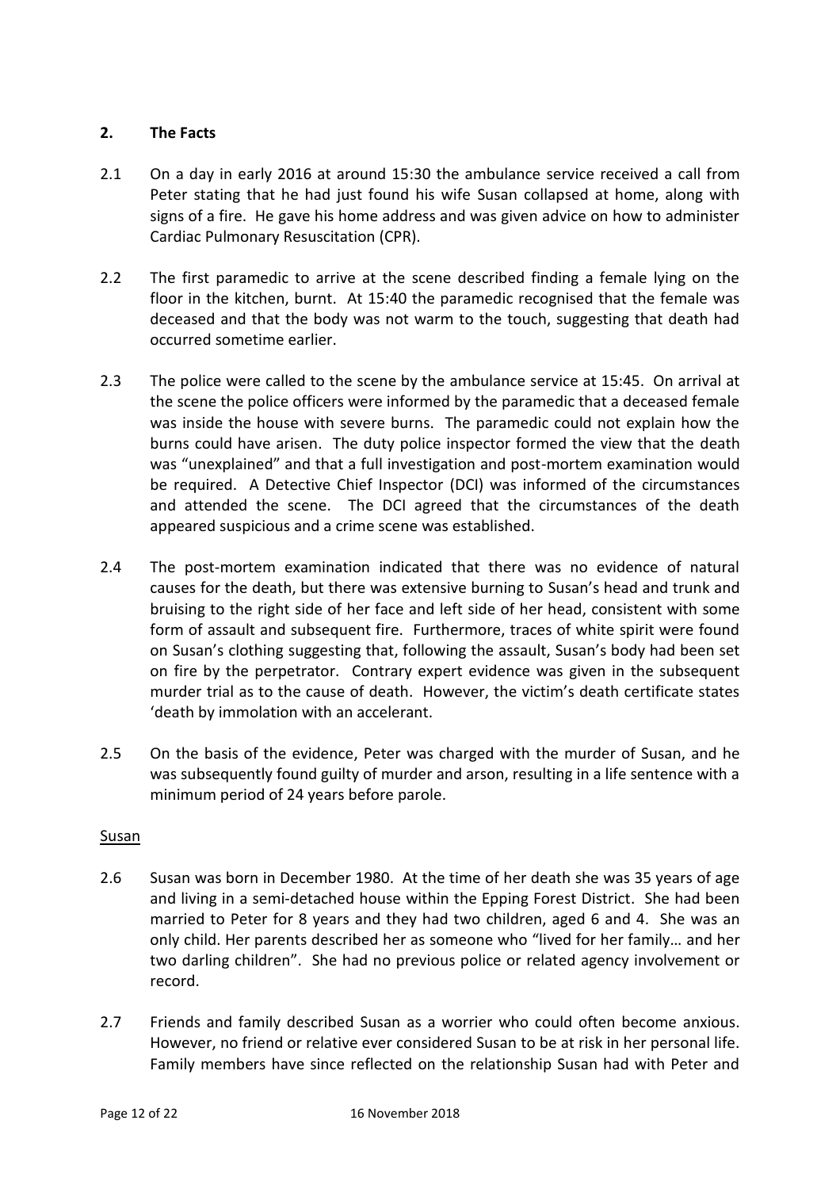## 2. The Facts

2.1 On a day in early 2016 at around 15:30 the ambulance service received a call from Peter stating that he had just found his wife Susan collapsed at home, along with signs of a fire. He gave his home address and was given advice on how to administer Cardiac Pulmonary Resuscitation (CPR).

2.2 The first paramedic to arrive at the scene described finding a female lying on the floor in the kitchen, burnt. At 15:40 the paramedic recognised that the female was deceased and that the body was not warm to the touch, suggesting that death had occurred sometime earlier.

2.3 The police were called to the scene by the ambulance service at 15:45. On arrival at the scene the police officers were informed by the paramedic that a deceased female was inside the house with severe burns. The paramedic could not explain how the burns could have arisen. The duty police inspector formed the view that the death was "unexplained" and that a full investigation and post-mortem examination would be required. A Detective Chief Inspector (DCI) was informed of the circumstances and attended the scene. The DCI agreed that the circumstances of the death appeared suspicious and a crime scene was established.

2.4 The post-mortem examination indicated that there was no evidence of natural causes for the death, but there was extensive burning to Susan's head and trunk and bruising to the right side of her face and left side of her head, consistent with some form of assault and subsequent fire. Furthermore, traces of white spirit were found on Susan's clothing suggesting that, following the assault, Susan's body had been set on fire by the perpetrator. Contrary expert evidence was given in the subsequent murder trial as to the cause of death. However, the victim's death certificate states 'death by immolation with an accelerant.

2.5 On the basis of the evidence, Peter was charged with the murder of Susan, and he was subsequently found guilty of murder and arson, resulting in a life sentence with a minimum period of 24 years before parole.

### Susan

2.6 Susan was born in December 1980. At the time of her death she was 35 years of age and living in a semi-detached house within the Epping Forest District. She had been married to Peter for 8 years and they had two children, aged 6 and 4. She was an only child. Her parents described her as someone who "lived for her family… and her two darling children". She had no previous police or related agency involvement or record.

2.7 Friends and family described Susan as a worrier who could often become anxious. However, no friend or relative ever considered Susan to be at risk in her personal life. Family members have since reflected on the relationship Susan had with Peter and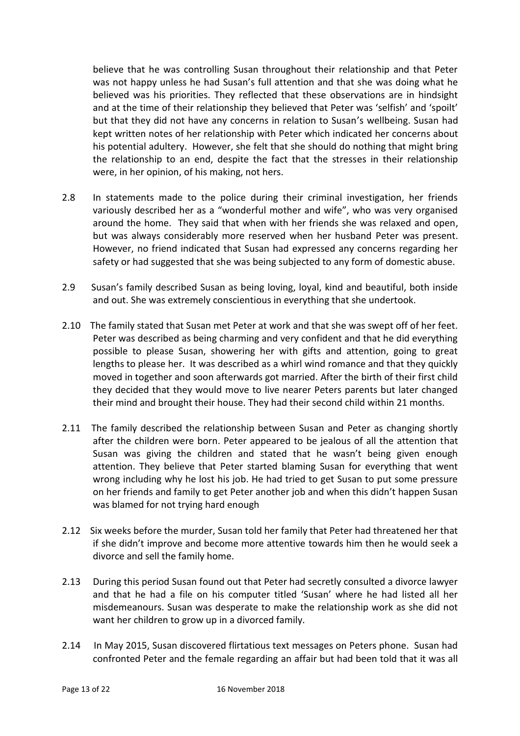believe that he was controlling Susan throughout their relationship and that Peter was not happy unless he had Susan's full attention and that she was doing what he believed was his priorities. They reflected that these observations are in hindsight and at the time of their relationship they believed that Peter was 'selfish' and 'spoilt' but that they did not have any concerns in relation to Susan's wellbeing. Susan had kept written notes of her relationship with Peter which indicated her concerns about his potential adultery. However, she felt that she should do nothing that might bring the relationship to an end, despite the fact that the stresses in their relationship were, in her opinion, of his making, not hers.

2.8 In statements made to the police during their criminal investigation, her friends variously described her as a "wonderful mother and wife", who was very organised around the home. They said that when with her friends she was relaxed and open, but was always considerably more reserved when her husband Peter was present. However, no friend indicated that Susan had expressed any concerns regarding her safety or had suggested that she was being subjected to any form of domestic abuse.

2.9 Susan's family described Susan as being loving, loyal, kind and beautiful, both inside and out. She was extremely conscientious in everything that she undertook.

2.10 The family stated that Susan met Peter at work and that she was swept off of her feet. Peter was described as being charming and very confident and that he did everything possible to please Susan, showering her with gifts and attention, going to great lengths to please her. It was described as a whirl wind romance and that they quickly moved in together and soon afterwards got married. After the birth of their first child they decided that they would move to live nearer Peters parents but later changed their mind and brought their house. They had their second child within 21 months.

2.11 The family described the relationship between Susan and Peter as changing shortly after the children were born. Peter appeared to be jealous of all the attention that Susan was giving the children and stated that he wasn't being given enough attention. They believe that Peter started blaming Susan for everything that went wrong including why he lost his job. He had tried to get Susan to put some pressure on her friends and family to get Peter another job and when this didn't happen Susan was blamed for not trying hard enough

2.12 Six weeks before the murder, Susan told her family that Peter had threatened her that if she didn't improve and become more attentive towards him then he would seek a divorce and sell the family home.

2.13 During this period Susan found out that Peter had secretly consulted a divorce lawyer and that he had a file on his computer titled 'Susan' where he had listed all her misdemeanours. Susan was desperate to make the relationship work as she did not want her children to grow up in a divorced family.

2.14 In May 2015, Susan discovered flirtatious text messages on Peters phone. Susan had confronted Peter and the female regarding an affair but had been told that it was all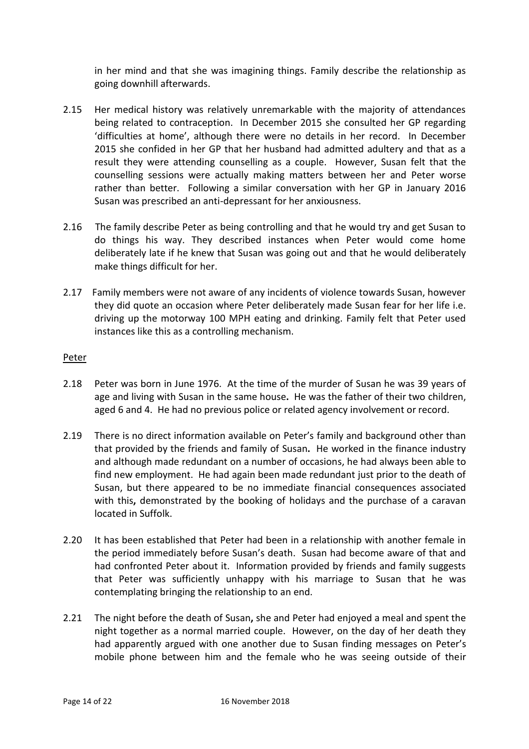in her mind and that she was imagining things. Family describe the relationship as going downhill afterwards.

2.15 Her medical history was relatively unremarkable with the majority of attendances being related to contraception. In December 2015 she consulted her GP regarding 'difficulties at home', although there were no details in her record. In December 2015 she confided in her GP that her husband had admitted adultery and that as a result they were attending counselling as a couple. However, Susan felt that the counselling sessions were actually making matters between her and Peter worse rather than better. Following a similar conversation with her GP in January 2016 Susan was prescribed an anti-depressant for her anxiousness.

2.16 The family describe Peter as being controlling and that he would try and get Susan to do things his way. They described instances when Peter would come home deliberately late if he knew that Susan was going out and that he would deliberately make things difficult for her.

2.17 Family members were not aware of any incidents of violence towards Susan, however they did quote an occasion where Peter deliberately made Susan fear for her life i.e. driving up the motorway 100 MPH eating and drinking. Family felt that Peter used instances like this as a controlling mechanism.

Peter

2.18 Peter was born in June 1976. At the time of the murder of Susan he was 39 years of age and living with Susan in the same house**.** He was the father of their two children, aged 6 and 4. He had no previous police or related agency involvement or record.

2.19 There is no direct information available on Peter's family and background other than that provided by the friends and family of Susan**.** He worked in the finance industry and although made redundant on a number of occasions, he had always been able to find new employment. He had again been made redundant just prior to the death of Susan, but there appeared to be no immediate financial consequences associated with this**,** demonstrated by the booking of holidays and the purchase of a caravan located in Suffolk.

2.20 It has been established that Peter had been in a relationship with another female in the period immediately before Susan's death. Susan had become aware of that and had confronted Peter about it. Information provided by friends and family suggests that Peter was sufficiently unhappy with his marriage to Susan that he was contemplating bringing the relationship to an end.

2.21 The night before the death of Susan**,** she and Peter had enjoyed a meal and spent the night together as a normal married couple. However, on the day of her death they had apparently argued with one another due to Susan finding messages on Peter's mobile phone between him and the female who he was seeing outside of their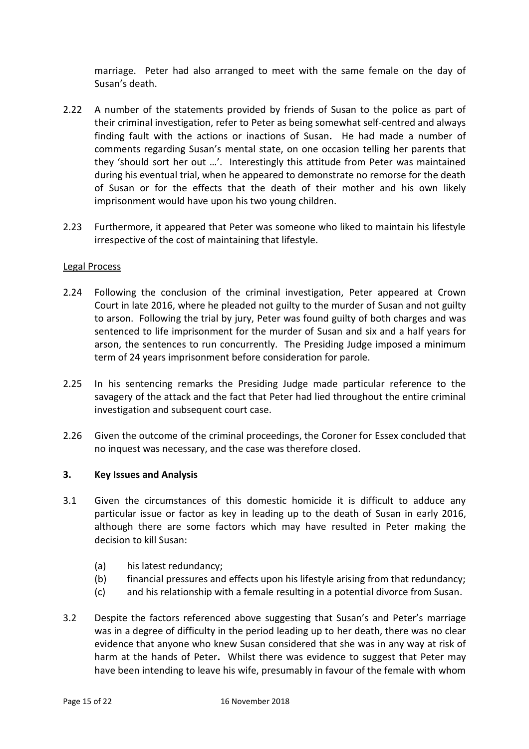marriage. Peter had also arranged to meet with the same female on the day of Susan's death.

2.22 A number of the statements provided by friends of Susan to the police as part of their criminal investigation, refer to Peter as being somewhat self-centred and always finding fault with the actions or inactions of Susan**.** He had made a number of comments regarding Susan's mental state, on one occasion telling her parents that they 'should sort her out …'. Interestingly this attitude from Peter was maintained during his eventual trial, when he appeared to demonstrate no remorse for the death of Susan or for the effects that the death of their mother and his own likely imprisonment would have upon his two young children.

2.23 Furthermore, it appeared that Peter was someone who liked to maintain his lifestyle irrespective of the cost of maintaining that lifestyle.

Legal Process

2.24 Following the conclusion of the criminal investigation, Peter appeared at Crown Court in late 2016, where he pleaded not guilty to the murder of Susan and not guilty to arson. Following the trial by jury, Peter was found guilty of both charges and was sentenced to life imprisonment for the murder of Susan and six and a half years for arson, the sentences to run concurrently. The Presiding Judge imposed a minimum term of 24 years imprisonment before consideration for parole.

2.25 In his sentencing remarks the Presiding Judge made particular reference to the savagery of the attack and the fact that Peter had lied throughout the entire criminal investigation and subsequent court case.

2.26 Given the outcome of the criminal proceedings, the Coroner for Essex concluded that no inquest was necessary, and the case was therefore closed.

## 3. Key Issues and Analysis

3.1 Given the circumstances of this domestic homicide it is difficult to adduce any particular issue or factor as key in leading up to the death of Susan in early 2016, although there are some factors which may have resulted in Peter making the decision to kill Susan:

- (a) his latest redundancy;
- (b) financial pressures and effects upon his lifestyle arising from that redundancy;
- (c) and his relationship with a female resulting in a potential divorce from Susan.

3.2 Despite the factors referenced above suggesting that Susan's and Peter's marriage was in a degree of difficulty in the period leading up to her death, there was no clear evidence that anyone who knew Susan considered that she was in any way at risk of harm at the hands of Peter**.** Whilst there was evidence to suggest that Peter may have been intending to leave his wife, presumably in favour of the female with whom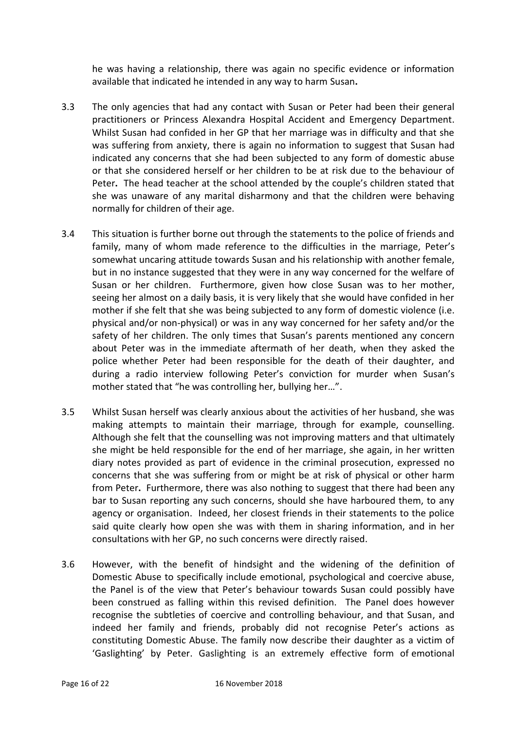he was having a relationship, there was again no specific evidence or information available that indicated he intended in any way to harm Susan**.**

3.3 The only agencies that had any contact with Susan or Peter had been their general practitioners or Princess Alexandra Hospital Accident and Emergency Department. Whilst Susan had confided in her GP that her marriage was in difficulty and that she was suffering from anxiety, there is again no information to suggest that Susan had indicated any concerns that she had been subjected to any form of domestic abuse or that she considered herself or her children to be at risk due to the behaviour of Peter**.** The head teacher at the school attended by the couple's children stated that she was unaware of any marital disharmony and that the children were behaving normally for children of their age.

3.4 This situation is further borne out through the statements to the police of friends and family, many of whom made reference to the difficulties in the marriage, Peter's somewhat uncaring attitude towards Susan and his relationship with another female, but in no instance suggested that they were in any way concerned for the welfare of Susan or her children. Furthermore, given how close Susan was to her mother, seeing her almost on a daily basis, it is very likely that she would have confided in her mother if she felt that she was being subjected to any form of domestic violence (i.e. physical and/or non-physical) or was in any way concerned for her safety and/or the safety of her children. The only times that Susan's parents mentioned any concern about Peter was in the immediate aftermath of her death, when they asked the police whether Peter had been responsible for the death of their daughter, and during a radio interview following Peter's conviction for murder when Susan's mother stated that "he was controlling her, bullying her…".

3.5 Whilst Susan herself was clearly anxious about the activities of her husband, she was making attempts to maintain their marriage, through for example, counselling. Although she felt that the counselling was not improving matters and that ultimately she might be held responsible for the end of her marriage, she again, in her written diary notes provided as part of evidence in the criminal prosecution, expressed no concerns that she was suffering from or might be at risk of physical or other harm from Peter**.** Furthermore, there was also nothing to suggest that there had been any bar to Susan reporting any such concerns, should she have harboured them, to any agency or organisation. Indeed, her closest friends in their statements to the police said quite clearly how open she was with them in sharing information, and in her consultations with her GP, no such concerns were directly raised.

3.6 However, with the benefit of hindsight and the widening of the definition of Domestic Abuse to specifically include emotional, psychological and coercive abuse, the Panel is of the view that Peter's behaviour towards Susan could possibly have been construed as falling within this revised definition. The Panel does however recognise the subtleties of coercive and controlling behaviour, and that Susan, and indeed her family and friends, probably did not recognise Peter's actions as constituting Domestic Abuse. The family now describe their daughter as a victim of 'Gaslighting' by Peter. Gaslighting is an extremely effective form of emotional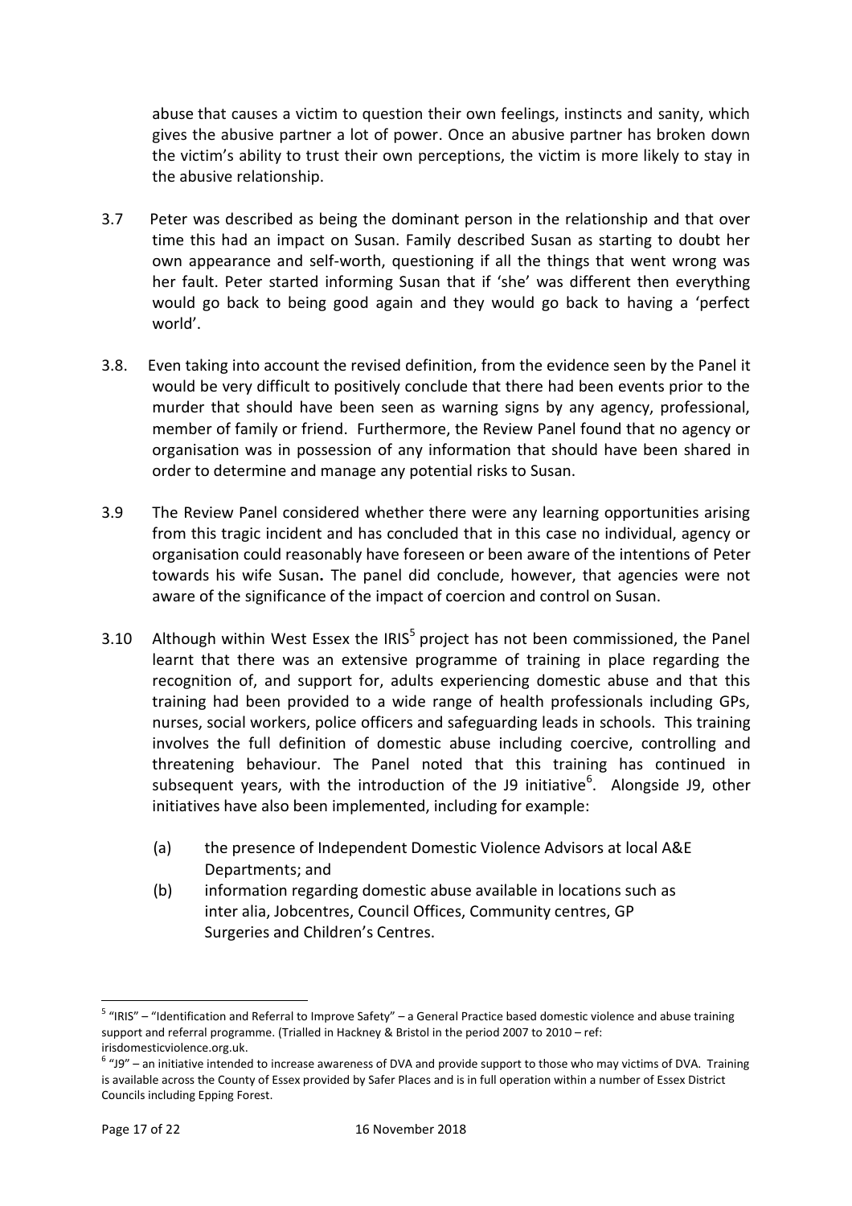abuse that causes a victim to question their own feelings, instincts and sanity, which gives the abusive partner a lot of power. Once an abusive partner has broken down the victim's ability to trust their own perceptions, the victim is more likely to stay in the abusive relationship.

3.7 Peter was described as being the dominant person in the relationship and that over time this had an impact on Susan. Family described Susan as starting to doubt her own appearance and self-worth, questioning if all the things that went wrong was her fault. Peter started informing Susan that if 'she' was different then everything would go back to being good again and they would go back to having a 'perfect world'.

3.8. Even taking into account the revised definition, from the evidence seen by the Panel it would be very difficult to positively conclude that there had been events prior to the murder that should have been seen as warning signs by any agency, professional, member of family or friend. Furthermore, the Review Panel found that no agency or organisation was in possession of any information that should have been shared in order to determine and manage any potential risks to Susan.

3.9 The Review Panel considered whether there were any learning opportunities arising from this tragic incident and has concluded that in this case no individual, agency or organisation could reasonably have foreseen or been aware of the intentions of Peter towards his wife Susan**.** The panel did conclude, however, that agencies were not aware of the significance of the impact of coercion and control on Susan.

3.10 Although within West Essex the IRIS[5] project has not been commissioned, the Panel learnt that there was an extensive programme of training in place regarding the recognition of, and support for, adults experiencing domestic abuse and that this training had been provided to a wide range of health professionals including GPs, nurses, social workers, police officers and safeguarding leads in schools. This training involves the full definition of domestic abuse including coercive, controlling and threatening behaviour. The Panel noted that this training has continued in subsequent years, with the introduction of the J9 initiative[6]. Alongside J9, other initiatives have also been implemented, including for example:

(a) the presence of Independent Domestic Violence Advisors at local A&E Departments; and

(b) information regarding domestic abuse available in locations such as inter alia, Jobcentres, Council Offices, Community centres, GP Surgeries and Children's Centres.

---

[5] "IRIS" – "Identification and Referral to Improve Safety" – a General Practice based domestic violence and abuse training support and referral programme. (Trialled in Hackney & Bristol in the period 2007 to 2010 – ref: irisdomesticviolence.org.uk.

[6] "J9" – an initiative intended to increase awareness of DVA and provide support to those who may victims of DVA. Training is available across the County of Essex provided by Safer Places and is in full operation within a number of Essex District Councils including Epping Forest.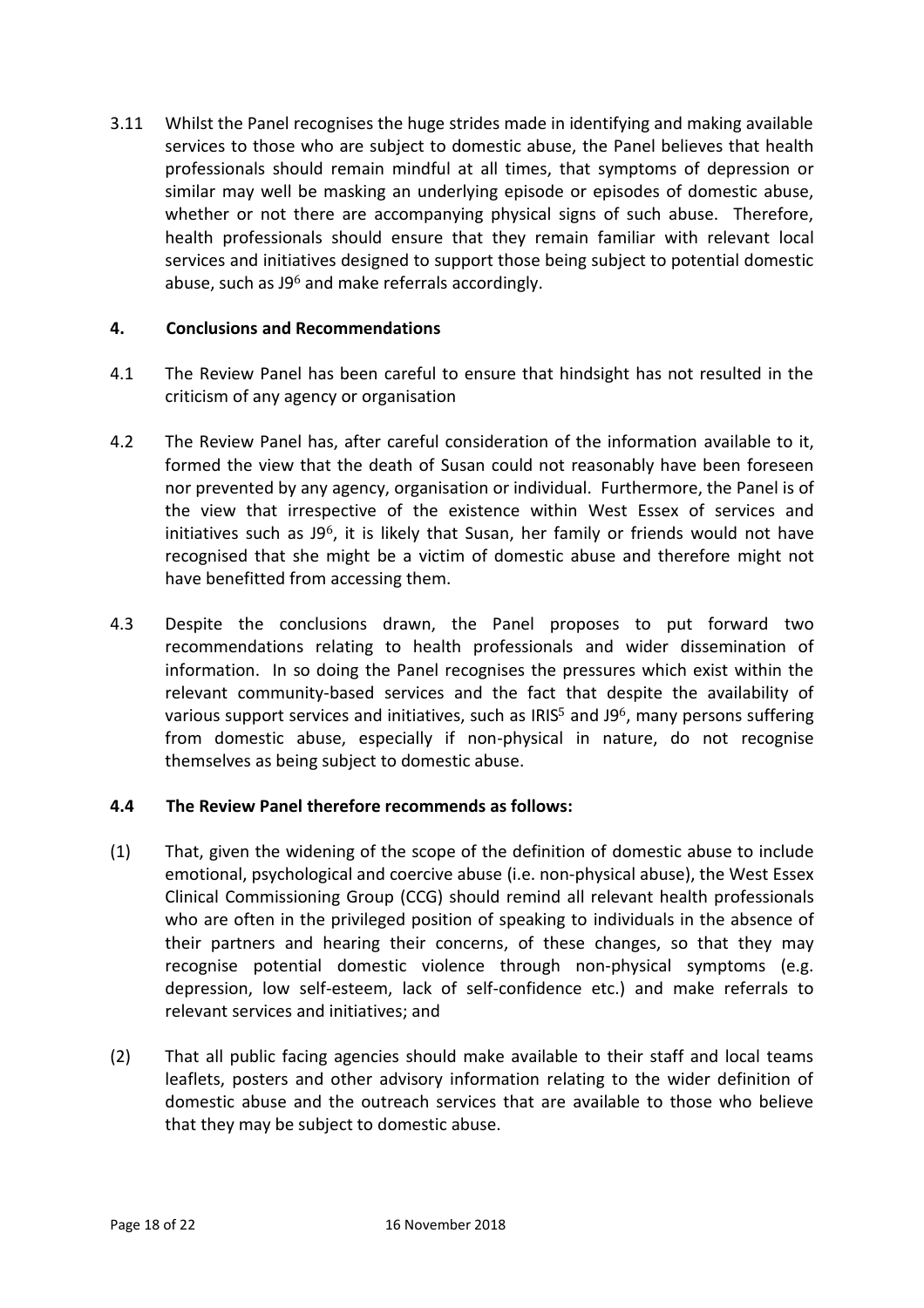3.11 Whilst the Panel recognises the huge strides made in identifying and making available services to those who are subject to domestic abuse, the Panel believes that health professionals should remain mindful at all times, that symptoms of depression or similar may well be masking an underlying episode or episodes of domestic abuse, whether or not there are accompanying physical signs of such abuse. Therefore, health professionals should ensure that they remain familiar with relevant local services and initiatives designed to support those being subject to potential domestic abuse, such as J9[6] and make referrals accordingly.

## 4. Conclusions and Recommendations

4.1 The Review Panel has been careful to ensure that hindsight has not resulted in the criticism of any agency or organisation

4.2 The Review Panel has, after careful consideration of the information available to it, formed the view that the death of Susan could not reasonably have been foreseen nor prevented by any agency, organisation or individual. Furthermore, the Panel is of the view that irrespective of the existence within West Essex of services and initiatives such as J9[6], it is likely that Susan, her family or friends would not have recognised that she might be a victim of domestic abuse and therefore might not have benefitted from accessing them.

4.3 Despite the conclusions drawn, the Panel proposes to put forward two recommendations relating to health professionals and wider dissemination of information. In so doing the Panel recognises the pressures which exist within the relevant community-based services and the fact that despite the availability of various support services and initiatives, such as IRIS[5] and J9[6], many persons suffering from domestic abuse, especially if non-physical in nature, do not recognise themselves as being subject to domestic abuse.

**4.4 The Review Panel therefore recommends as follows:**

(1) That, given the widening of the scope of the definition of domestic abuse to include emotional, psychological and coercive abuse (i.e. non-physical abuse), the West Essex Clinical Commissioning Group (CCG) should remind all relevant health professionals who are often in the privileged position of speaking to individuals in the absence of their partners and hearing their concerns, of these changes, so that they may recognise potential domestic violence through non-physical symptoms (e.g. depression, low self-esteem, lack of self-confidence etc.) and make referrals to relevant services and initiatives; and

(2) That all public facing agencies should make available to their staff and local teams leaflets, posters and other advisory information relating to the wider definition of domestic abuse and the outreach services that are available to those who believe that they may be subject to domestic abuse.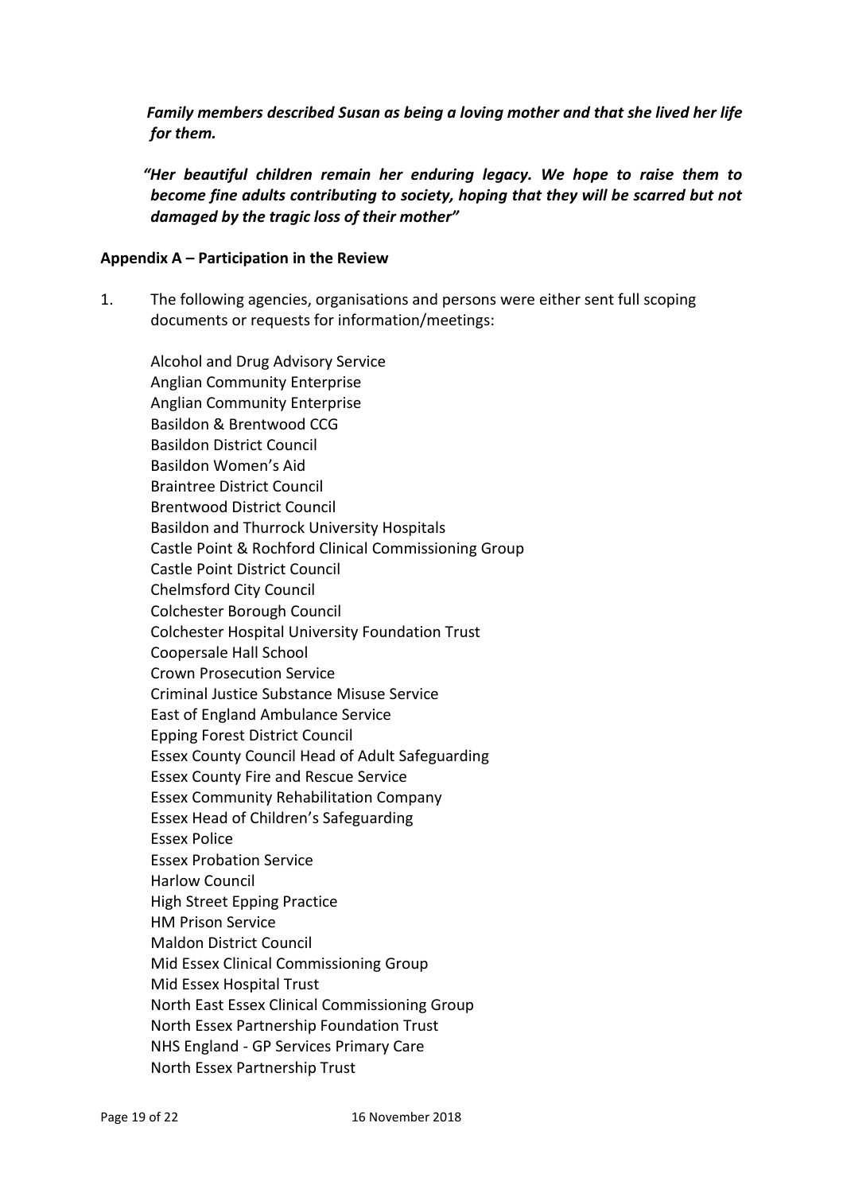***Family members described Susan as being a loving mother and that she lived her life for them.***

***"Her beautiful children remain her enduring legacy. We hope to raise them to become fine adults contributing to society, hoping that they will be scarred but not damaged by the tragic loss of their mother"***

**Appendix A – Participation in the Review**

1. The following agencies, organisations and persons were either sent full scoping documents or requests for information/meetings:

   Alcohol and Drug Advisory Service
   Anglian Community Enterprise
   Anglian Community Enterprise
   Basildon & Brentwood CCG
   Basildon District Council
   Basildon Women's Aid
   Braintree District Council
   Brentwood District Council
   Basildon and Thurrock University Hospitals
   Castle Point & Rochford Clinical Commissioning Group
   Castle Point District Council
   Chelmsford City Council
   Colchester Borough Council
   Colchester Hospital University Foundation Trust
   Coopersale Hall School
   Crown Prosecution Service
   Criminal Justice Substance Misuse Service
   East of England Ambulance Service
   Epping Forest District Council
   Essex County Council Head of Adult Safeguarding
   Essex County Fire and Rescue Service
   Essex Community Rehabilitation Company
   Essex Head of Children's Safeguarding
   Essex Police
   Essex Probation Service
   Harlow Council
   High Street Epping Practice
   HM Prison Service
   Maldon District Council
   Mid Essex Clinical Commissioning Group
   Mid Essex Hospital Trust
   North East Essex Clinical Commissioning Group
   North Essex Partnership Foundation Trust
   NHS England - GP Services Primary Care
   North Essex Partnership Trust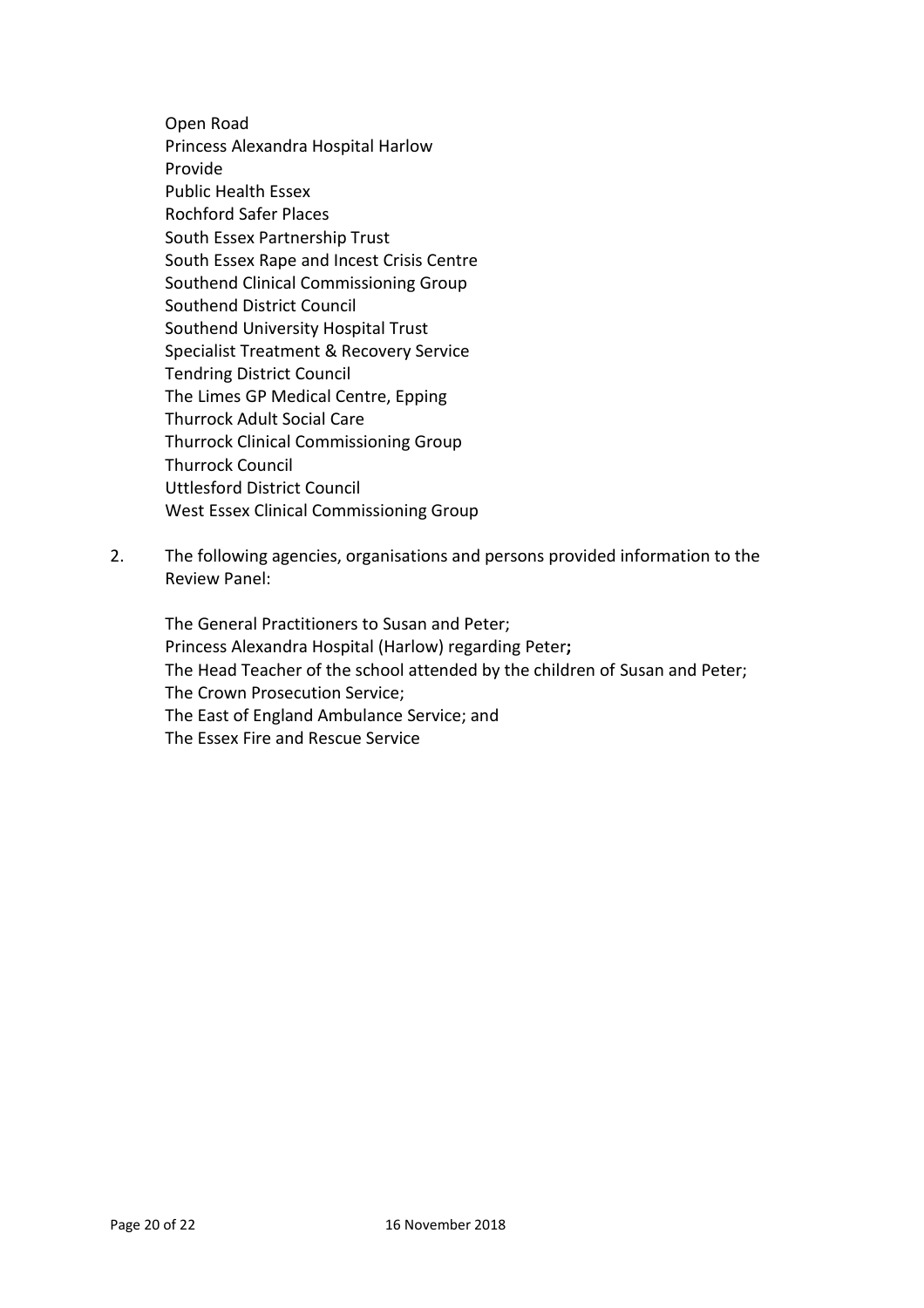Open Road
Princess Alexandra Hospital Harlow
Provide
Public Health Essex
Rochford Safer Places
South Essex Partnership Trust
South Essex Rape and Incest Crisis Centre
Southend Clinical Commissioning Group
Southend District Council
Southend University Hospital Trust
Specialist Treatment & Recovery Service
Tendring District Council
The Limes GP Medical Centre, Epping
Thurrock Adult Social Care
Thurrock Clinical Commissioning Group
Thurrock Council
Uttlesford District Council
West Essex Clinical Commissioning Group

2. The following agencies, organisations and persons provided information to the Review Panel:

   The General Practitioners to Susan and Peter;
   Princess Alexandra Hospital (Harlow) regarding Peter**;**
   The Head Teacher of the school attended by the children of Susan and Peter;
   The Crown Prosecution Service;
   The East of England Ambulance Service; and
   The Essex Fire and Rescue Service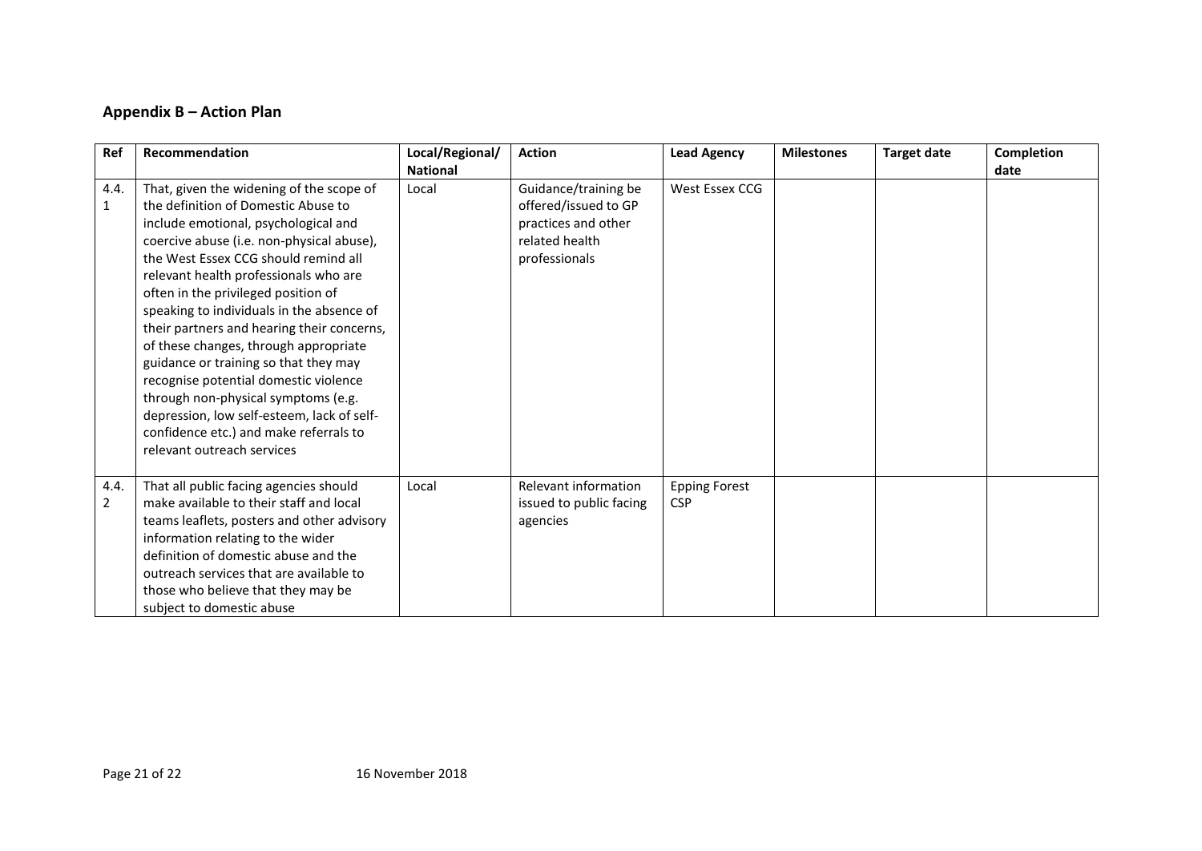## Appendix B – Action Plan

| Ref | Recommendation | Local/Regional/ National | Action | Lead Agency | Milestones | Target date | Completion date |
|---|---|---|---|---|---|---|---|
| 4.4.1 | That, given the widening of the scope of the definition of Domestic Abuse to include emotional, psychological and coercive abuse (i.e. non-physical abuse), the West Essex CCG should remind all relevant health professionals who are often in the privileged position of speaking to individuals in the absence of their partners and hearing their concerns, of these changes, through appropriate guidance or training so that they may recognise potential domestic violence through non-physical symptoms (e.g. depression, low self-esteem, lack of self-confidence etc.) and make referrals to relevant outreach services | Local | Guidance/training be offered/issued to GP practices and other related health professionals | West Essex CCG | | | |
| 4.4.2 | That all public facing agencies should make available to their staff and local teams leaflets, posters and other advisory information relating to the wider definition of domestic abuse and the outreach services that are available to those who believe that they may be subject to domestic abuse | Local | Relevant information issued to public facing agencies | Epping Forest CSP | | | |

16 November 2018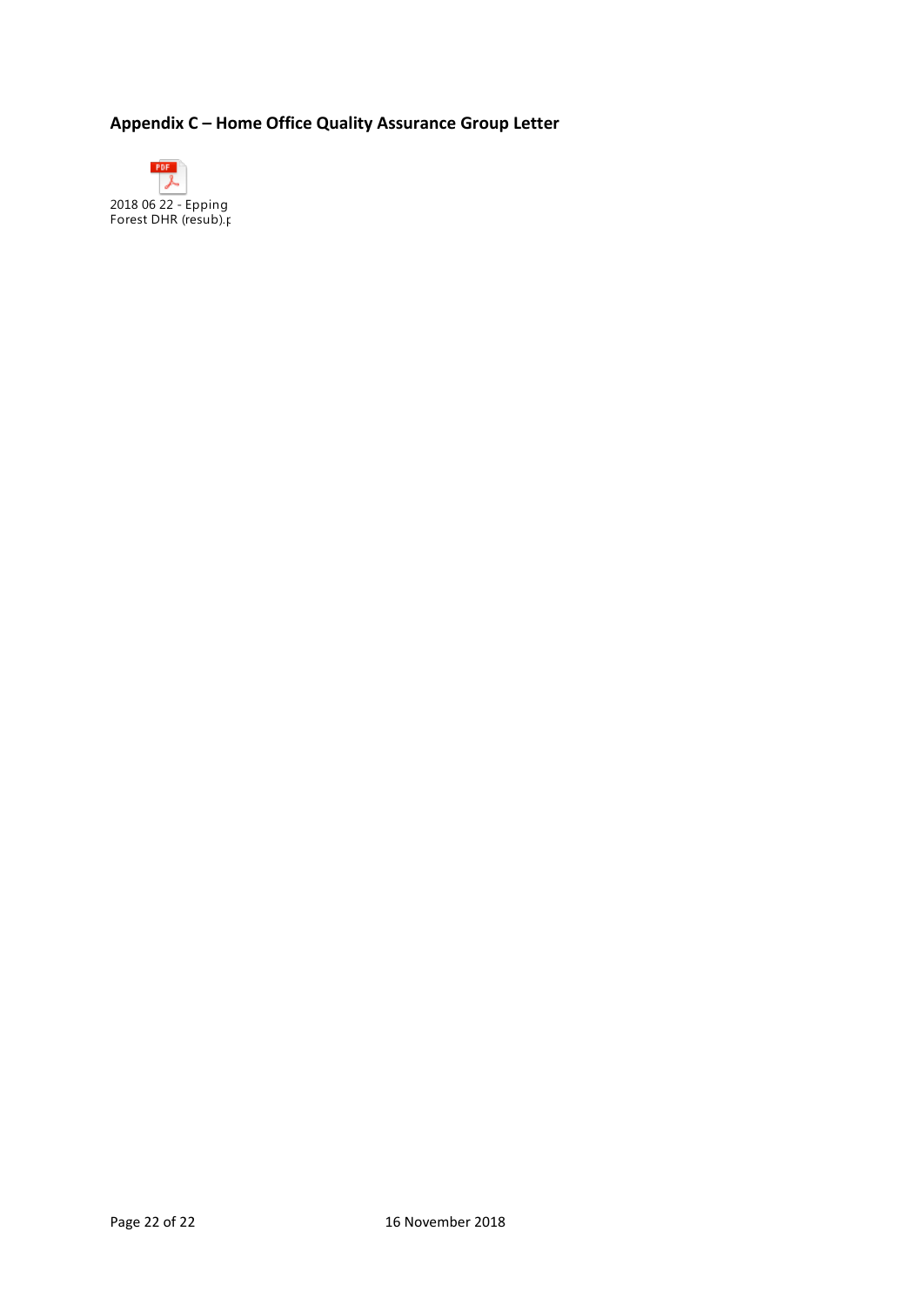## Appendix C – Home Office Quality Assurance Group Letter

2018 06 22 - Epping Forest DHR (resub).p